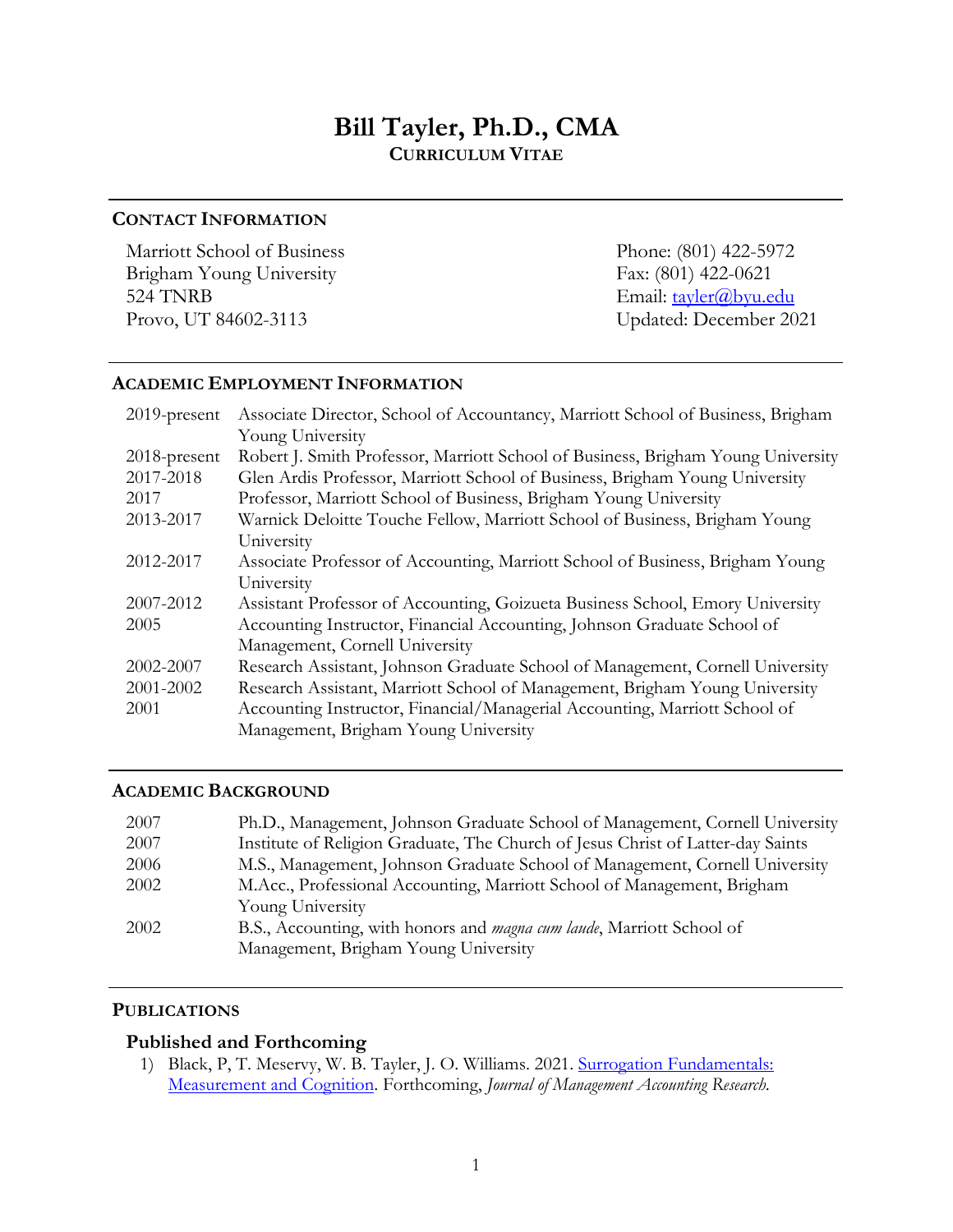# Bill Tayler, Ph.D., CMA

**CURRICULUM VITAE**

## CONTACT INFORMATION

Marriott School of Business
Brigham Young University
524 TNRB
Provo, UT 84602-3113

Phone: (801) 422-5972
Fax: (801) 422-0621
Email: tayler@byu.edu
Updated: December 2021

## ACADEMIC EMPLOYMENT INFORMATION

| | |
|---|---|
| 2019-present | Associate Director, School of Accountancy, Marriott School of Business, Brigham Young University |
| 2018-present | Robert J. Smith Professor, Marriott School of Business, Brigham Young University |
| 2017-2018 | Glen Ardis Professor, Marriott School of Business, Brigham Young University |
| 2017 | Professor, Marriott School of Business, Brigham Young University |
| 2013-2017 | Warnick Deloitte Touche Fellow, Marriott School of Business, Brigham Young University |
| 2012-2017 | Associate Professor of Accounting, Marriott School of Business, Brigham Young University |
| 2007-2012 | Assistant Professor of Accounting, Goizueta Business School, Emory University |
| 2005 | Accounting Instructor, Financial Accounting, Johnson Graduate School of Management, Cornell University |
| 2002-2007 | Research Assistant, Johnson Graduate School of Management, Cornell University |
| 2001-2002 | Research Assistant, Marriott School of Management, Brigham Young University |
| 2001 | Accounting Instructor, Financial/Managerial Accounting, Marriott School of Management, Brigham Young University |

## ACADEMIC BACKGROUND

| | |
|---|---|
| 2007 | Ph.D., Management, Johnson Graduate School of Management, Cornell University |
| 2007 | Institute of Religion Graduate, The Church of Jesus Christ of Latter-day Saints |
| 2006 | M.S., Management, Johnson Graduate School of Management, Cornell University |
| 2002 | M.Acc., Professional Accounting, Marriott School of Management, Brigham Young University |
| 2002 | B.S., Accounting, with honors and *magna cum laude*, Marriott School of Management, Brigham Young University |

## PUBLICATIONS

### Published and Forthcoming

1) Black, P, T. Meservy, W. B. Tayler, J. O. Williams. 2021. Surrogation Fundamentals: Measurement and Cognition. Forthcoming, *Journal of Management Accounting Research*.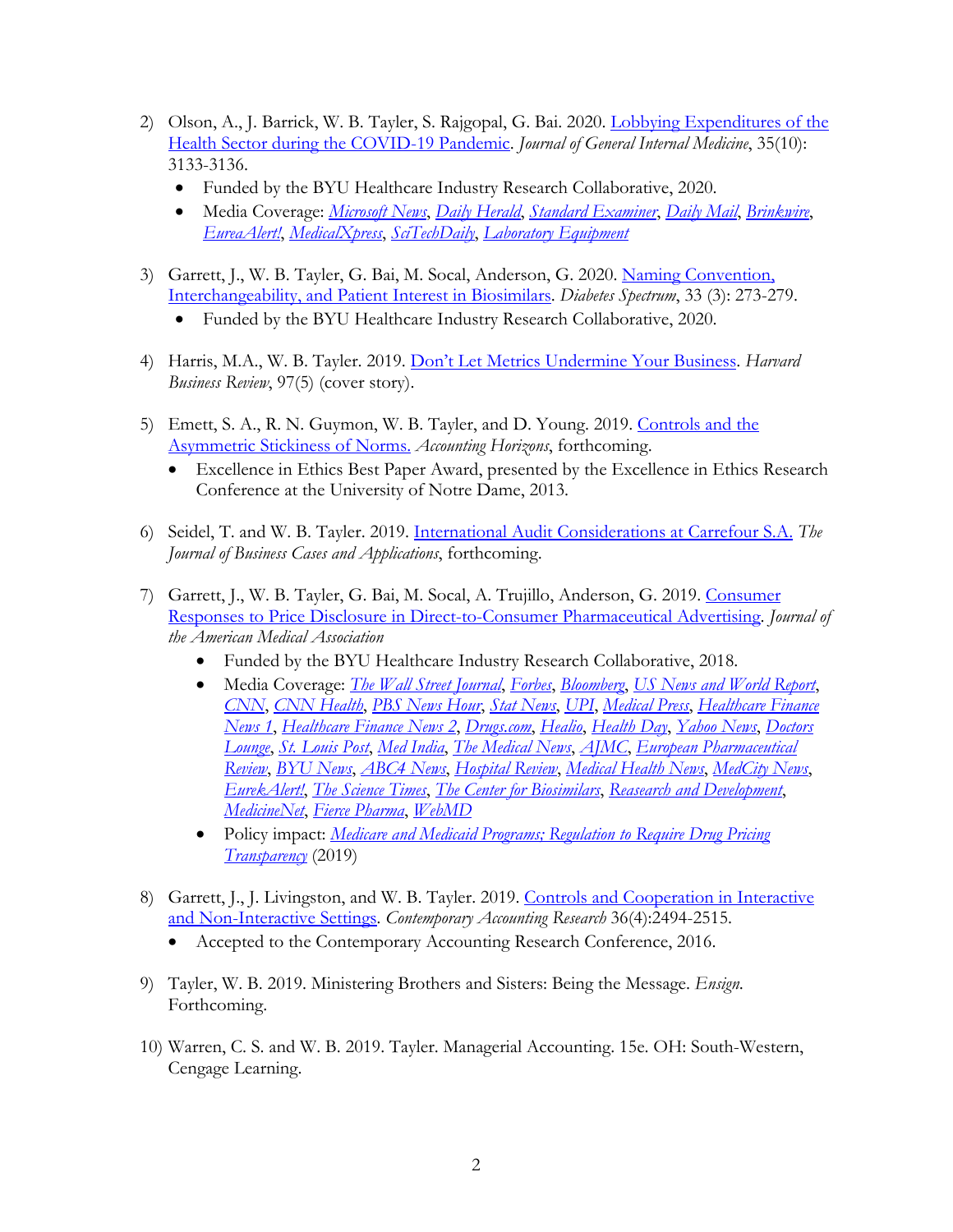2) Olson, A., J. Barrick, W. B. Tayler, S. Rajgopal, G. Bai. 2020. Lobbying Expenditures of the Health Sector during the COVID-19 Pandemic. *Journal of General Internal Medicine*, 35(10): 3133-3136.
   - Funded by the BYU Healthcare Industry Research Collaborative, 2020.
   - Media Coverage: *Microsoft News*, *Daily Herald*, *Standard Examiner*, *Daily Mail*, *Brinkwire*, *EureaAlert!*, *MedicalXpress*, *SciTechDaily*, *Laboratory Equipment*

3) Garrett, J., W. B. Tayler, G. Bai, M. Socal, Anderson, G. 2020. Naming Convention, Interchangeability, and Patient Interest in Biosimilars. *Diabetes Spectrum*, 33 (3): 273-279.
   - Funded by the BYU Healthcare Industry Research Collaborative, 2020.

4) Harris, M.A., W. B. Tayler. 2019. Don't Let Metrics Undermine Your Business. *Harvard Business Review*, 97(5) (cover story).

5) Emett, S. A., R. N. Guymon, W. B. Tayler, and D. Young. 2019. Controls and the Asymmetric Stickiness of Norms. *Accounting Horizons*, forthcoming.
   - Excellence in Ethics Best Paper Award, presented by the Excellence in Ethics Research Conference at the University of Notre Dame, 2013.

6) Seidel, T. and W. B. Tayler. 2019. International Audit Considerations at Carrefour S.A. *The Journal of Business Cases and Applications*, forthcoming.

7) Garrett, J., W. B. Tayler, G. Bai, M. Socal, A. Trujillo, Anderson, G. 2019. Consumer Responses to Price Disclosure in Direct-to-Consumer Pharmaceutical Advertising. *Journal of the American Medical Association*
   - Funded by the BYU Healthcare Industry Research Collaborative, 2018.
   - Media Coverage: *The Wall Street Journal*, *Forbes*, *Bloomberg*, *US News and World Report*, *CNN*, *CNN Health*, *PBS News Hour*, *Stat News*, *UPI*, *Medical Press*, *Healthcare Finance News 1*, *Healthcare Finance News 2*, *Drugs.com*, *Healio*, *Health Day*, *Yahoo News*, *Doctors Lounge*, *St. Louis Post*, *Med India*, *The Medical News*, *AJMC*, *European Pharmaceutical Review*, *BYU News*, *ABC4 News*, *Hospital Review*, *Medical Health News*, *MedCity News*, *EurekAlert!*, *The Science Times*, *The Center for Biosimilars*, *Reasearch and Development*, *MedicineNet*, *Fierce Pharma*, *WebMD*
   - Policy impact: *Medicare and Medicaid Programs; Regulation to Require Drug Pricing Transparency* (2019)

8) Garrett, J., J. Livingston, and W. B. Tayler. 2019. Controls and Cooperation in Interactive and Non-Interactive Settings. *Contemporary Accounting Research* 36(4):2494-2515.
   - Accepted to the Contemporary Accounting Research Conference, 2016.

9) Tayler, W. B. 2019. Ministering Brothers and Sisters: Being the Message. *Ensign*. Forthcoming.

10) Warren, C. S. and W. B. 2019. Tayler. Managerial Accounting. 15e. OH: South-Western, Cengage Learning.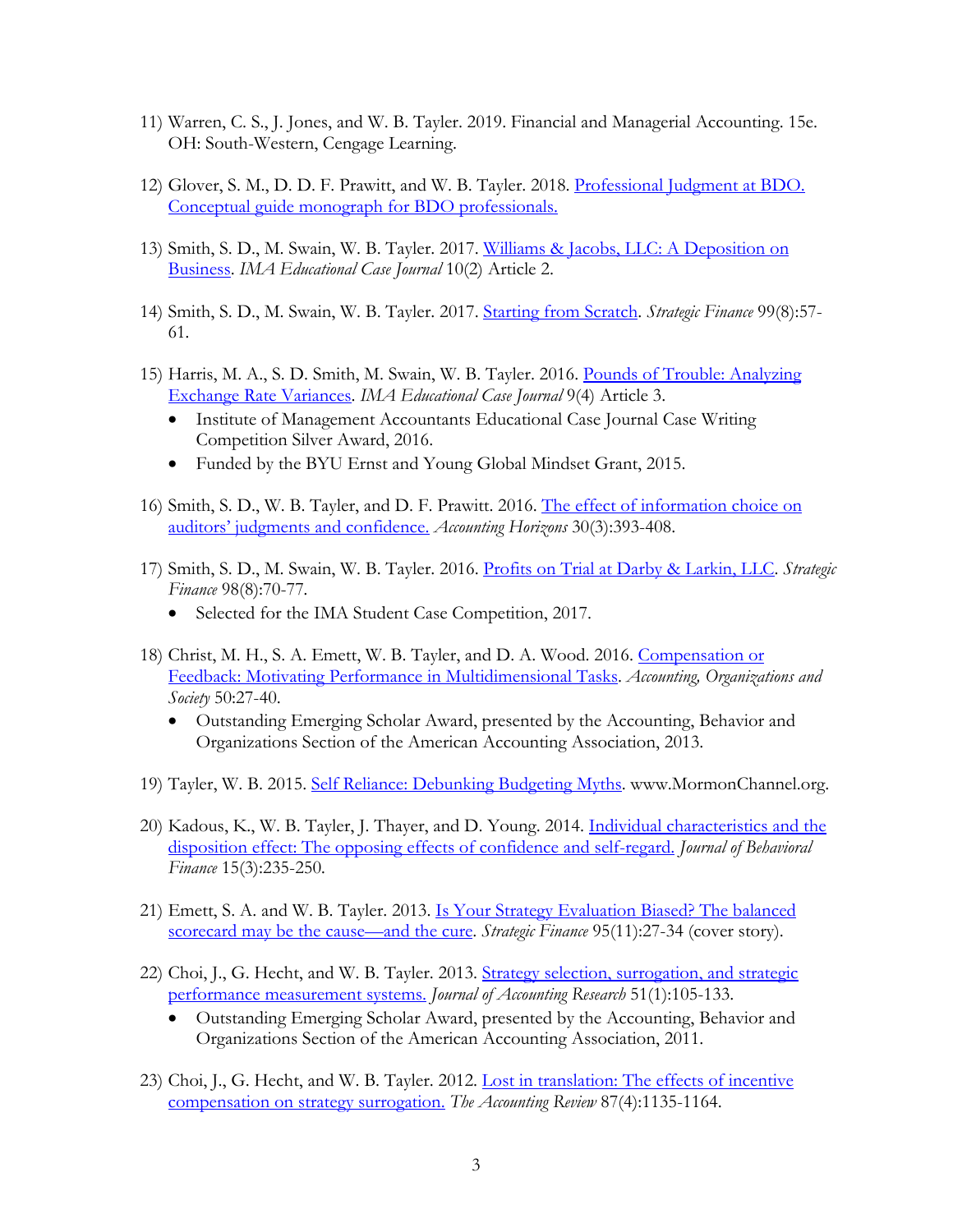11) Warren, C. S., J. Jones, and W. B. Tayler. 2019. Financial and Managerial Accounting. 15e. OH: South-Western, Cengage Learning.

12) Glover, S. M., D. D. F. Prawitt, and W. B. Tayler. 2018. Professional Judgment at BDO. Conceptual guide monograph for BDO professionals.

13) Smith, S. D., M. Swain, W. B. Tayler. 2017. Williams & Jacobs, LLC: A Deposition on Business. *IMA Educational Case Journal* 10(2) Article 2.

14) Smith, S. D., M. Swain, W. B. Tayler. 2017. Starting from Scratch. *Strategic Finance* 99(8):57-61.

15) Harris, M. A., S. D. Smith, M. Swain, W. B. Tayler. 2016. Pounds of Trouble: Analyzing Exchange Rate Variances. *IMA Educational Case Journal* 9(4) Article 3.
    - Institute of Management Accountants Educational Case Journal Case Writing Competition Silver Award, 2016.
    - Funded by the BYU Ernst and Young Global Mindset Grant, 2015.

16) Smith, S. D., W. B. Tayler, and D. F. Prawitt. 2016. The effect of information choice on auditors' judgments and confidence. *Accounting Horizons* 30(3):393-408.

17) Smith, S. D., M. Swain, W. B. Tayler. 2016. Profits on Trial at Darby & Larkin, LLC. *Strategic Finance* 98(8):70-77.
    - Selected for the IMA Student Case Competition, 2017.

18) Christ, M. H., S. A. Emett, W. B. Tayler, and D. A. Wood. 2016. Compensation or Feedback: Motivating Performance in Multidimensional Tasks. *Accounting, Organizations and Society* 50:27-40.
    - Outstanding Emerging Scholar Award, presented by the Accounting, Behavior and Organizations Section of the American Accounting Association, 2013.

19) Tayler, W. B. 2015. Self Reliance: Debunking Budgeting Myths. www.MormonChannel.org.

20) Kadous, K., W. B. Tayler, J. Thayer, and D. Young. 2014. Individual characteristics and the disposition effect: The opposing effects of confidence and self-regard. *Journal of Behavioral Finance* 15(3):235-250.

21) Emett, S. A. and W. B. Tayler. 2013. Is Your Strategy Evaluation Biased? The balanced scorecard may be the cause—and the cure. *Strategic Finance* 95(11):27-34 (cover story).

22) Choi, J., G. Hecht, and W. B. Tayler. 2013. Strategy selection, surrogation, and strategic performance measurement systems. *Journal of Accounting Research* 51(1):105-133.
    - Outstanding Emerging Scholar Award, presented by the Accounting, Behavior and Organizations Section of the American Accounting Association, 2011.

23) Choi, J., G. Hecht, and W. B. Tayler. 2012. Lost in translation: The effects of incentive compensation on strategy surrogation. *The Accounting Review* 87(4):1135-1164.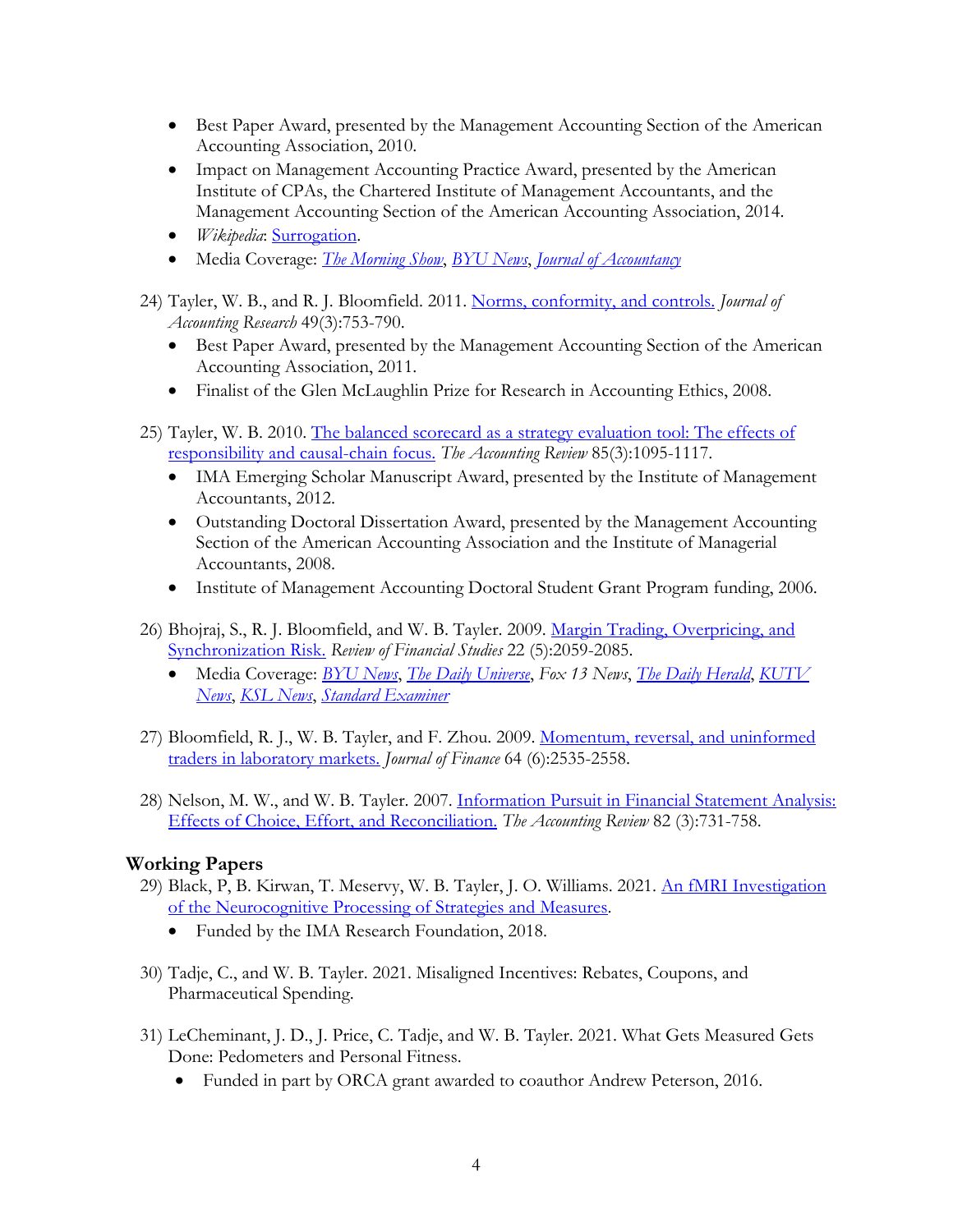- Best Paper Award, presented by the Management Accounting Section of the American Accounting Association, 2010.
- Impact on Management Accounting Practice Award, presented by the American Institute of CPAs, the Chartered Institute of Management Accountants, and the Management Accounting Section of the American Accounting Association, 2014.
- *Wikipedia*: Surrogation.
- Media Coverage: *The Morning Show*, *BYU News*, *Journal of Accountancy*

24) Tayler, W. B., and R. J. Bloomfield. 2011. Norms, conformity, and controls. *Journal of Accounting Research* 49(3):753-790.
    - Best Paper Award, presented by the Management Accounting Section of the American Accounting Association, 2011.
    - Finalist of the Glen McLaughlin Prize for Research in Accounting Ethics, 2008.

25) Tayler, W. B. 2010. The balanced scorecard as a strategy evaluation tool: The effects of responsibility and causal-chain focus. *The Accounting Review* 85(3):1095-1117.
    - IMA Emerging Scholar Manuscript Award, presented by the Institute of Management Accountants, 2012.
    - Outstanding Doctoral Dissertation Award, presented by the Management Accounting Section of the American Accounting Association and the Institute of Managerial Accountants, 2008.
    - Institute of Management Accounting Doctoral Student Grant Program funding, 2006.

26) Bhojraj, S., R. J. Bloomfield, and W. B. Tayler. 2009. Margin Trading, Overpricing, and Synchronization Risk. *Review of Financial Studies* 22 (5):2059-2085.
    - Media Coverage: *BYU News*, *The Daily Universe*, *Fox 13 News*, *The Daily Herald*, *KUTV News*, *KSL News*, *Standard Examiner*

27) Bloomfield, R. J., W. B. Tayler, and F. Zhou. 2009. Momentum, reversal, and uninformed traders in laboratory markets. *Journal of Finance* 64 (6):2535-2558.

28) Nelson, M. W., and W. B. Tayler. 2007. Information Pursuit in Financial Statement Analysis: Effects of Choice, Effort, and Reconciliation. *The Accounting Review* 82 (3):731-758.

## Working Papers

29) Black, P, B. Kirwan, T. Meservy, W. B. Tayler, J. O. Williams. 2021. An fMRI Investigation of the Neurocognitive Processing of Strategies and Measures.
    - Funded by the IMA Research Foundation, 2018.

30) Tadje, C., and W. B. Tayler. 2021. Misaligned Incentives: Rebates, Coupons, and Pharmaceutical Spending.

31) LeCheminant, J. D., J. Price, C. Tadje, and W. B. Tayler. 2021. What Gets Measured Gets Done: Pedometers and Personal Fitness.
    - Funded in part by ORCA grant awarded to coauthor Andrew Peterson, 2016.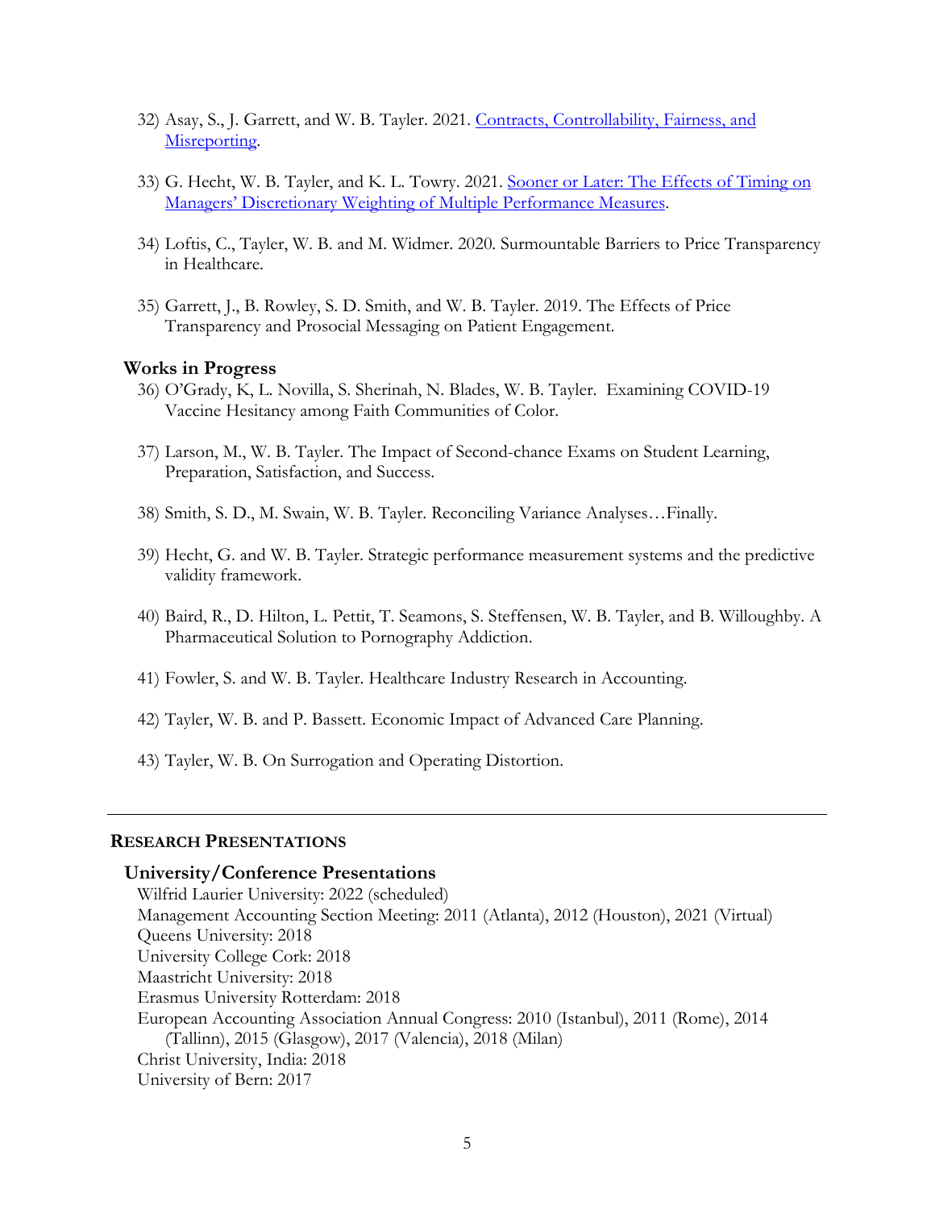32) Asay, S., J. Garrett, and W. B. Tayler. 2021. Contracts, Controllability, Fairness, and Misreporting.

33) G. Hecht, W. B. Tayler, and K. L. Towry. 2021. Sooner or Later: The Effects of Timing on Managers' Discretionary Weighting of Multiple Performance Measures.

34) Loftis, C., Tayler, W. B. and M. Widmer. 2020. Surmountable Barriers to Price Transparency in Healthcare.

35) Garrett, J., B. Rowley, S. D. Smith, and W. B. Tayler. 2019. The Effects of Price Transparency and Prosocial Messaging on Patient Engagement.

### Works in Progress

36) O'Grady, K, L. Novilla, S. Sherinah, N. Blades, W. B. Tayler. Examining COVID-19 Vaccine Hesitancy among Faith Communities of Color.

37) Larson, M., W. B. Tayler. The Impact of Second-chance Exams on Student Learning, Preparation, Satisfaction, and Success.

38) Smith, S. D., M. Swain, W. B. Tayler. Reconciling Variance Analyses…Finally.

39) Hecht, G. and W. B. Tayler. Strategic performance measurement systems and the predictive validity framework.

40) Baird, R., D. Hilton, L. Pettit, T. Seamons, S. Steffensen, W. B. Tayler, and B. Willoughby. A Pharmaceutical Solution to Pornography Addiction.

41) Fowler, S. and W. B. Tayler. Healthcare Industry Research in Accounting.

42) Tayler, W. B. and P. Bassett. Economic Impact of Advanced Care Planning.

43) Tayler, W. B. On Surrogation and Operating Distortion.

---

## RESEARCH PRESENTATIONS

### University/Conference Presentations

Wilfrid Laurier University: 2022 (scheduled)
Management Accounting Section Meeting: 2011 (Atlanta), 2012 (Houston), 2021 (Virtual)
Queens University: 2018
University College Cork: 2018
Maastricht University: 2018
Erasmus University Rotterdam: 2018
European Accounting Association Annual Congress: 2010 (Istanbul), 2011 (Rome), 2014 (Tallinn), 2015 (Glasgow), 2017 (Valencia), 2018 (Milan)
Christ University, India: 2018
University of Bern: 2017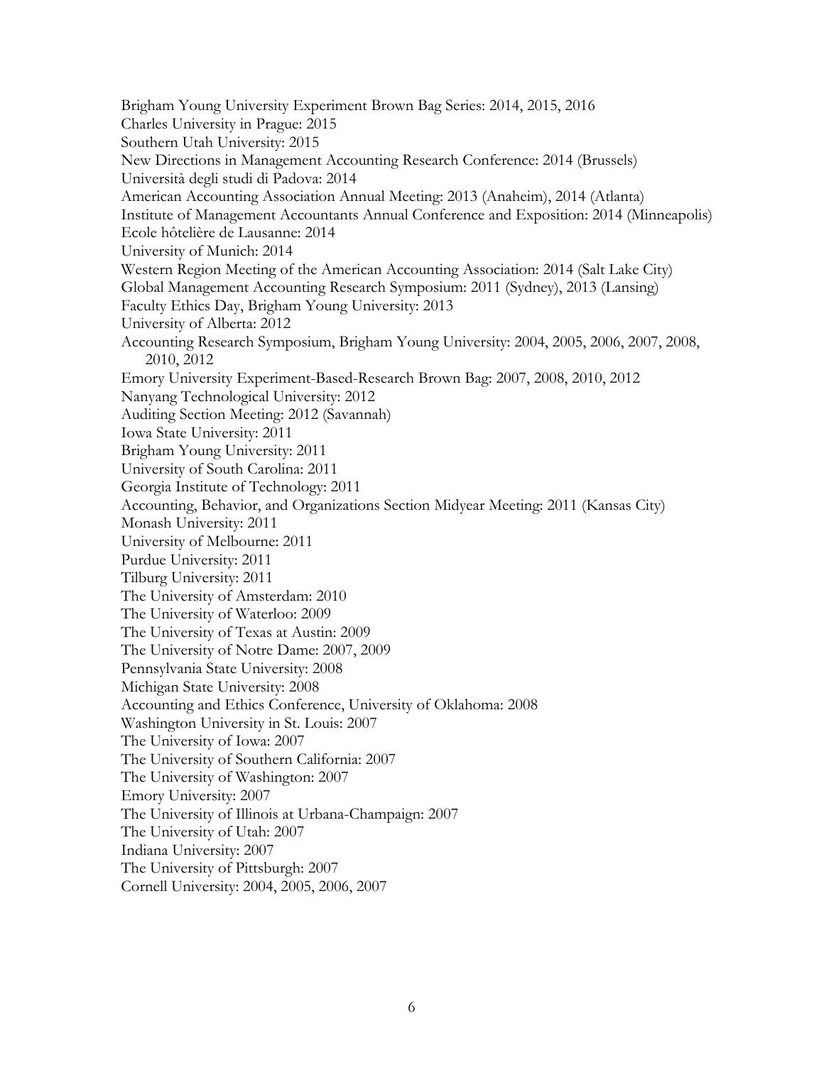Brigham Young University Experiment Brown Bag Series: 2014, 2015, 2016
Charles University in Prague: 2015
Southern Utah University: 2015
New Directions in Management Accounting Research Conference: 2014 (Brussels)
Università degli studi di Padova: 2014
American Accounting Association Annual Meeting: 2013 (Anaheim), 2014 (Atlanta)
Institute of Management Accountants Annual Conference and Exposition: 2014 (Minneapolis)
Ecole hôtelière de Lausanne: 2014
University of Munich: 2014
Western Region Meeting of the American Accounting Association: 2014 (Salt Lake City)
Global Management Accounting Research Symposium: 2011 (Sydney), 2013 (Lansing)
Faculty Ethics Day, Brigham Young University: 2013
University of Alberta: 2012
Accounting Research Symposium, Brigham Young University: 2004, 2005, 2006, 2007, 2008, 2010, 2012
Emory University Experiment-Based-Research Brown Bag: 2007, 2008, 2010, 2012
Nanyang Technological University: 2012
Auditing Section Meeting: 2012 (Savannah)
Iowa State University: 2011
Brigham Young University: 2011
University of South Carolina: 2011
Georgia Institute of Technology: 2011
Accounting, Behavior, and Organizations Section Midyear Meeting: 2011 (Kansas City)
Monash University: 2011
University of Melbourne: 2011
Purdue University: 2011
Tilburg University: 2011
The University of Amsterdam: 2010
The University of Waterloo: 2009
The University of Texas at Austin: 2009
The University of Notre Dame: 2007, 2009
Pennsylvania State University: 2008
Michigan State University: 2008
Accounting and Ethics Conference, University of Oklahoma: 2008
Washington University in St. Louis: 2007
The University of Iowa: 2007
The University of Southern California: 2007
The University of Washington: 2007
Emory University: 2007
The University of Illinois at Urbana-Champaign: 2007
The University of Utah: 2007
Indiana University: 2007
The University of Pittsburgh: 2007
Cornell University: 2004, 2005, 2006, 2007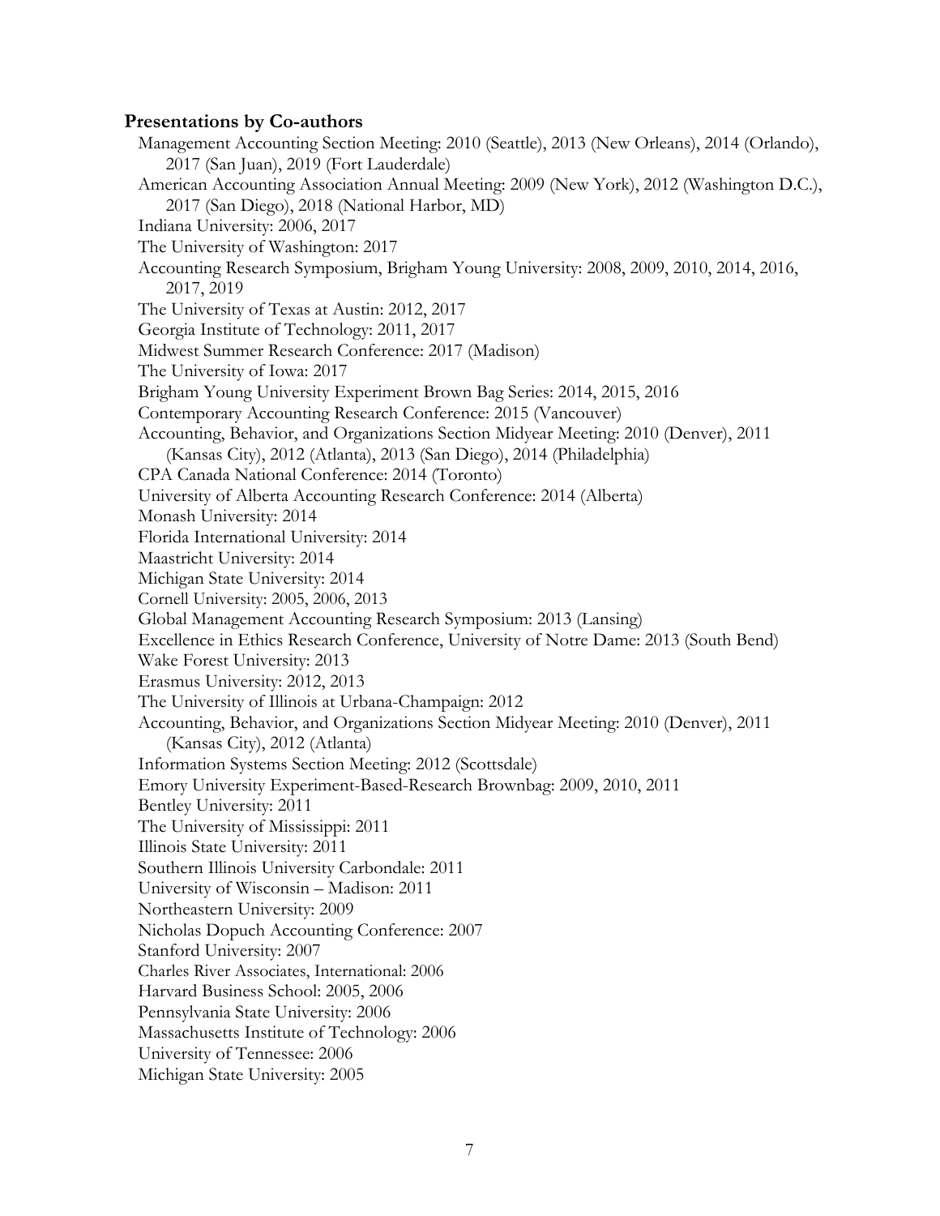### Presentations by Co-authors

Management Accounting Section Meeting: 2010 (Seattle), 2013 (New Orleans), 2014 (Orlando), 2017 (San Juan), 2019 (Fort Lauderdale)
American Accounting Association Annual Meeting: 2009 (New York), 2012 (Washington D.C.), 2017 (San Diego), 2018 (National Harbor, MD)
Indiana University: 2006, 2017
The University of Washington: 2017
Accounting Research Symposium, Brigham Young University: 2008, 2009, 2010, 2014, 2016, 2017, 2019
The University of Texas at Austin: 2012, 2017
Georgia Institute of Technology: 2011, 2017
Midwest Summer Research Conference: 2017 (Madison)
The University of Iowa: 2017
Brigham Young University Experiment Brown Bag Series: 2014, 2015, 2016
Contemporary Accounting Research Conference: 2015 (Vancouver)
Accounting, Behavior, and Organizations Section Midyear Meeting: 2010 (Denver), 2011 (Kansas City), 2012 (Atlanta), 2013 (San Diego), 2014 (Philadelphia)
CPA Canada National Conference: 2014 (Toronto)
University of Alberta Accounting Research Conference: 2014 (Alberta)
Monash University: 2014
Florida International University: 2014
Maastricht University: 2014
Michigan State University: 2014
Cornell University: 2005, 2006, 2013
Global Management Accounting Research Symposium: 2013 (Lansing)
Excellence in Ethics Research Conference, University of Notre Dame: 2013 (South Bend)
Wake Forest University: 2013
Erasmus University: 2012, 2013
The University of Illinois at Urbana-Champaign: 2012
Accounting, Behavior, and Organizations Section Midyear Meeting: 2010 (Denver), 2011 (Kansas City), 2012 (Atlanta)
Information Systems Section Meeting: 2012 (Scottsdale)
Emory University Experiment-Based-Research Brownbag: 2009, 2010, 2011
Bentley University: 2011
The University of Mississippi: 2011
Illinois State University: 2011
Southern Illinois University Carbondale: 2011
University of Wisconsin – Madison: 2011
Northeastern University: 2009
Nicholas Dopuch Accounting Conference: 2007
Stanford University: 2007
Charles River Associates, International: 2006
Harvard Business School: 2005, 2006
Pennsylvania State University: 2006
Massachusetts Institute of Technology: 2006
University of Tennessee: 2006
Michigan State University: 2005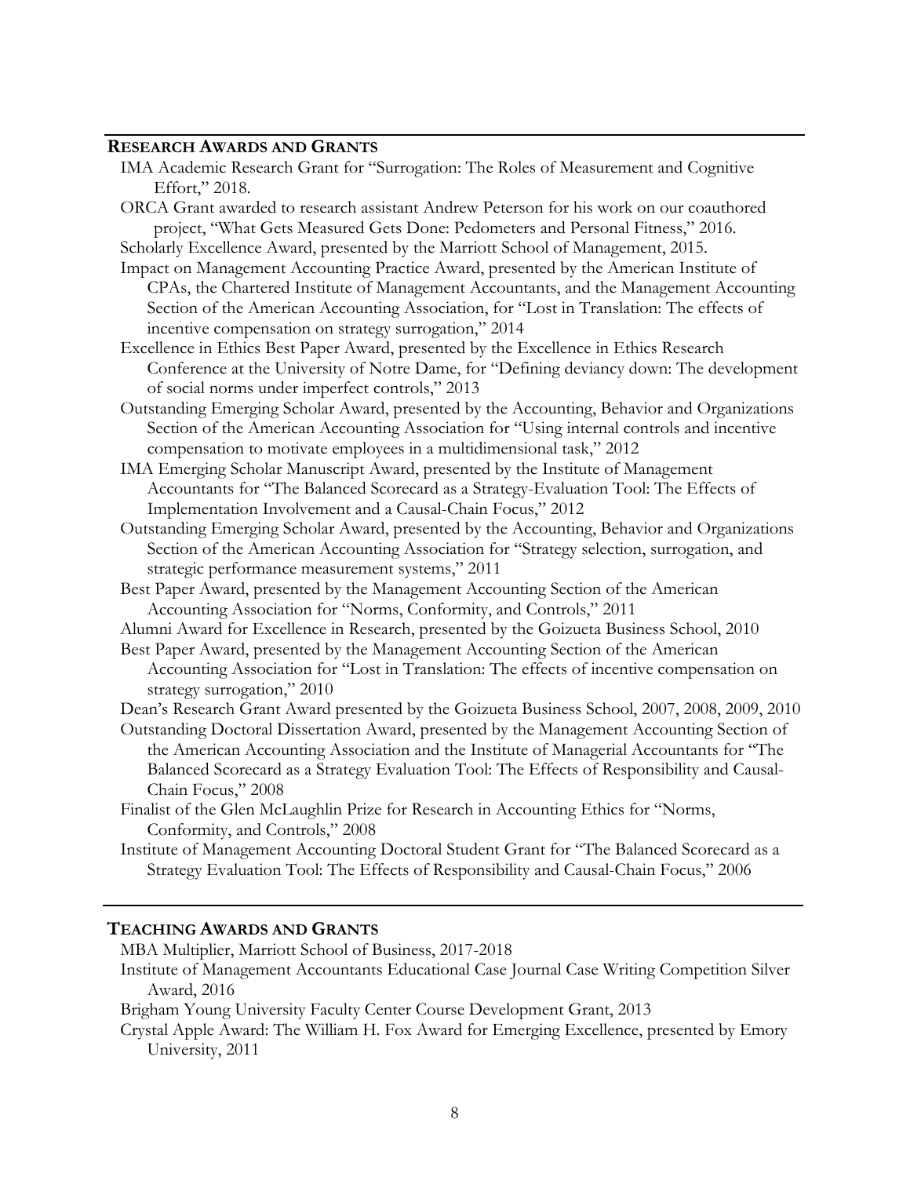## RESEARCH AWARDS AND GRANTS

IMA Academic Research Grant for "Surrogation: The Roles of Measurement and Cognitive Effort," 2018.

ORCA Grant awarded to research assistant Andrew Peterson for his work on our coauthored project, "What Gets Measured Gets Done: Pedometers and Personal Fitness," 2016.

Scholarly Excellence Award, presented by the Marriott School of Management, 2015.

Impact on Management Accounting Practice Award, presented by the American Institute of CPAs, the Chartered Institute of Management Accountants, and the Management Accounting Section of the American Accounting Association, for "Lost in Translation: The effects of incentive compensation on strategy surrogation," 2014

Excellence in Ethics Best Paper Award, presented by the Excellence in Ethics Research Conference at the University of Notre Dame, for "Defining deviancy down: The development of social norms under imperfect controls," 2013

Outstanding Emerging Scholar Award, presented by the Accounting, Behavior and Organizations Section of the American Accounting Association for "Using internal controls and incentive compensation to motivate employees in a multidimensional task," 2012

IMA Emerging Scholar Manuscript Award, presented by the Institute of Management Accountants for "The Balanced Scorecard as a Strategy-Evaluation Tool: The Effects of Implementation Involvement and a Causal-Chain Focus," 2012

Outstanding Emerging Scholar Award, presented by the Accounting, Behavior and Organizations Section of the American Accounting Association for "Strategy selection, surrogation, and strategic performance measurement systems," 2011

Best Paper Award, presented by the Management Accounting Section of the American Accounting Association for "Norms, Conformity, and Controls," 2011

Alumni Award for Excellence in Research, presented by the Goizueta Business School, 2010

Best Paper Award, presented by the Management Accounting Section of the American Accounting Association for "Lost in Translation: The effects of incentive compensation on strategy surrogation," 2010

Dean's Research Grant Award presented by the Goizueta Business School, 2007, 2008, 2009, 2010

Outstanding Doctoral Dissertation Award, presented by the Management Accounting Section of the American Accounting Association and the Institute of Managerial Accountants for "The Balanced Scorecard as a Strategy Evaluation Tool: The Effects of Responsibility and Causal-Chain Focus," 2008

Finalist of the Glen McLaughlin Prize for Research in Accounting Ethics for "Norms, Conformity, and Controls," 2008

Institute of Management Accounting Doctoral Student Grant for "The Balanced Scorecard as a Strategy Evaluation Tool: The Effects of Responsibility and Causal-Chain Focus," 2006

## TEACHING AWARDS AND GRANTS

MBA Multiplier, Marriott School of Business, 2017-2018

Institute of Management Accountants Educational Case Journal Case Writing Competition Silver Award, 2016

Brigham Young University Faculty Center Course Development Grant, 2013

Crystal Apple Award: The William H. Fox Award for Emerging Excellence, presented by Emory University, 2011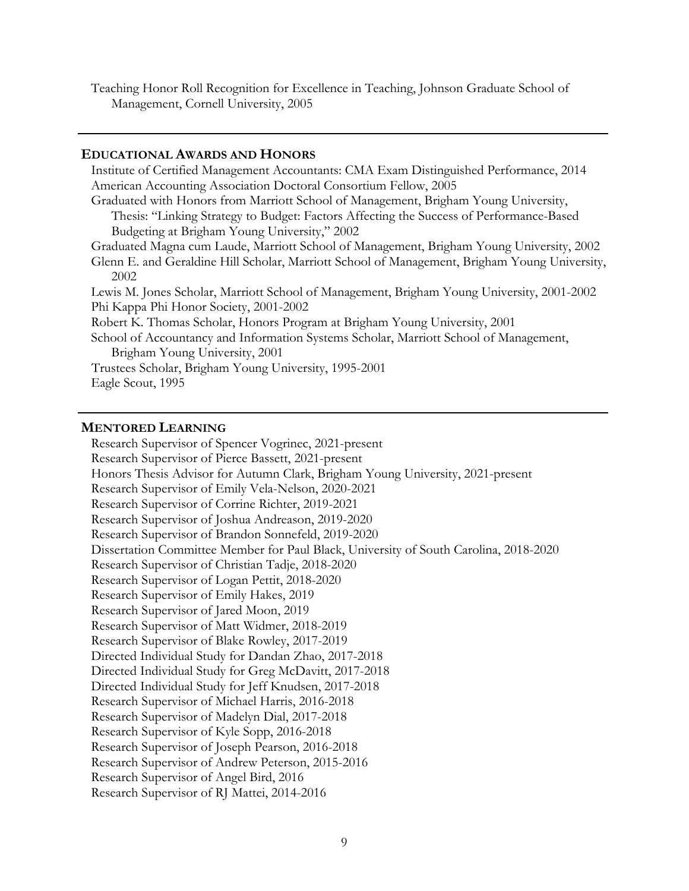Teaching Honor Roll Recognition for Excellence in Teaching, Johnson Graduate School of Management, Cornell University, 2005

## Educational Awards and Honors

Institute of Certified Management Accountants: CMA Exam Distinguished Performance, 2014
American Accounting Association Doctoral Consortium Fellow, 2005
Graduated with Honors from Marriott School of Management, Brigham Young University, Thesis: "Linking Strategy to Budget: Factors Affecting the Success of Performance-Based Budgeting at Brigham Young University," 2002
Graduated Magna cum Laude, Marriott School of Management, Brigham Young University, 2002
Glenn E. and Geraldine Hill Scholar, Marriott School of Management, Brigham Young University, 2002
Lewis M. Jones Scholar, Marriott School of Management, Brigham Young University, 2001-2002
Phi Kappa Phi Honor Society, 2001-2002
Robert K. Thomas Scholar, Honors Program at Brigham Young University, 2001
School of Accountancy and Information Systems Scholar, Marriott School of Management, Brigham Young University, 2001
Trustees Scholar, Brigham Young University, 1995-2001
Eagle Scout, 1995

## Mentored Learning

Research Supervisor of Spencer Vogrinec, 2021-present
Research Supervisor of Pierce Bassett, 2021-present
Honors Thesis Advisor for Autumn Clark, Brigham Young University, 2021-present
Research Supervisor of Emily Vela-Nelson, 2020-2021
Research Supervisor of Corrine Richter, 2019-2021
Research Supervisor of Joshua Andreason, 2019-2020
Research Supervisor of Brandon Sonnefeld, 2019-2020
Dissertation Committee Member for Paul Black, University of South Carolina, 2018-2020
Research Supervisor of Christian Tadje, 2018-2020
Research Supervisor of Logan Pettit, 2018-2020
Research Supervisor of Emily Hakes, 2019
Research Supervisor of Jared Moon, 2019
Research Supervisor of Matt Widmer, 2018-2019
Research Supervisor of Blake Rowley, 2017-2019
Directed Individual Study for Dandan Zhao, 2017-2018
Directed Individual Study for Greg McDavitt, 2017-2018
Directed Individual Study for Jeff Knudsen, 2017-2018
Research Supervisor of Michael Harris, 2016-2018
Research Supervisor of Madelyn Dial, 2017-2018
Research Supervisor of Kyle Sopp, 2016-2018
Research Supervisor of Joseph Pearson, 2016-2018
Research Supervisor of Andrew Peterson, 2015-2016
Research Supervisor of Angel Bird, 2016
Research Supervisor of RJ Mattei, 2014-2016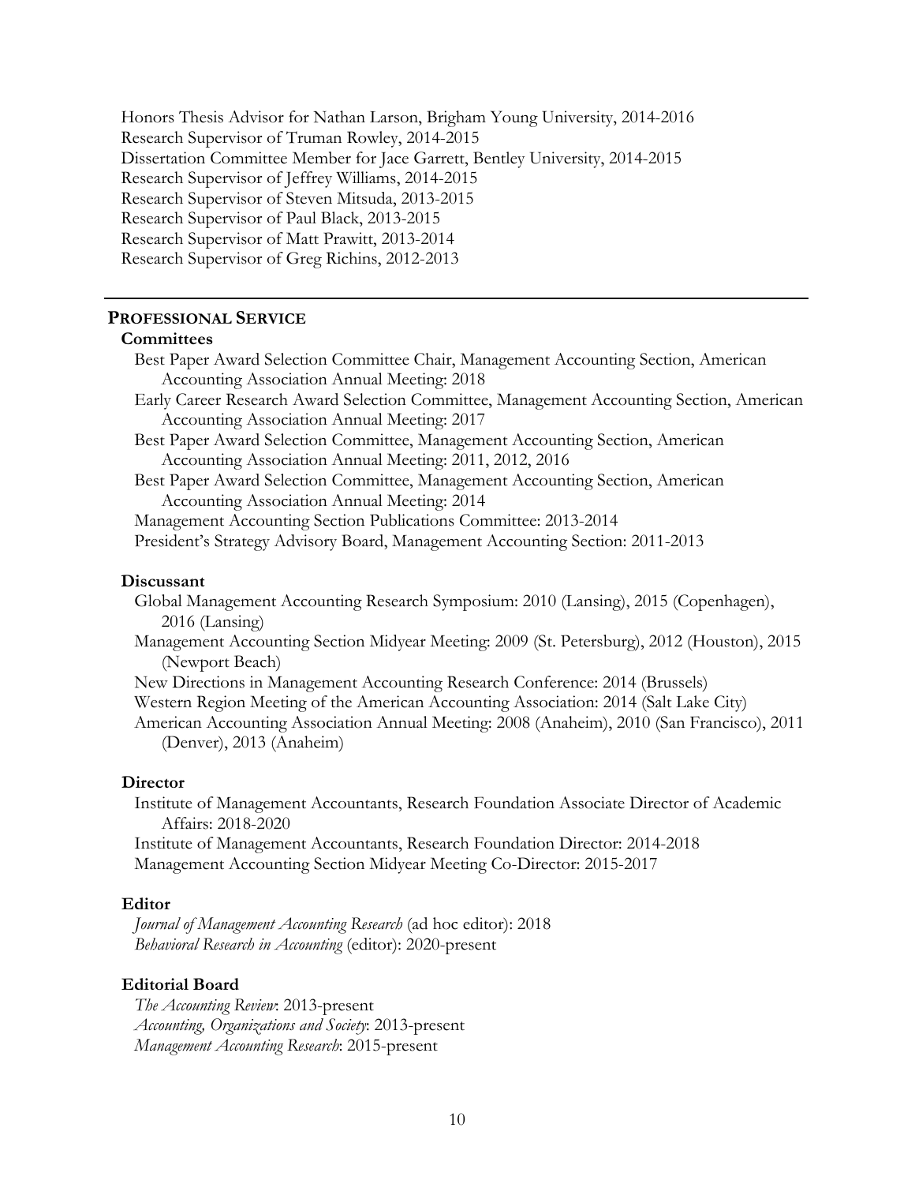Honors Thesis Advisor for Nathan Larson, Brigham Young University, 2014-2016
Research Supervisor of Truman Rowley, 2014-2015
Dissertation Committee Member for Jace Garrett, Bentley University, 2014-2015
Research Supervisor of Jeffrey Williams, 2014-2015
Research Supervisor of Steven Mitsuda, 2013-2015
Research Supervisor of Paul Black, 2013-2015
Research Supervisor of Matt Prawitt, 2013-2014
Research Supervisor of Greg Richins, 2012-2013

---

## PROFESSIONAL SERVICE

### Committees

Best Paper Award Selection Committee Chair, Management Accounting Section, American Accounting Association Annual Meeting: 2018
Early Career Research Award Selection Committee, Management Accounting Section, American Accounting Association Annual Meeting: 2017
Best Paper Award Selection Committee, Management Accounting Section, American Accounting Association Annual Meeting: 2011, 2012, 2016
Best Paper Award Selection Committee, Management Accounting Section, American Accounting Association Annual Meeting: 2014
Management Accounting Section Publications Committee: 2013-2014
President's Strategy Advisory Board, Management Accounting Section: 2011-2013

### Discussant

Global Management Accounting Research Symposium: 2010 (Lansing), 2015 (Copenhagen), 2016 (Lansing)
Management Accounting Section Midyear Meeting: 2009 (St. Petersburg), 2012 (Houston), 2015 (Newport Beach)
New Directions in Management Accounting Research Conference: 2014 (Brussels)
Western Region Meeting of the American Accounting Association: 2014 (Salt Lake City)
American Accounting Association Annual Meeting: 2008 (Anaheim), 2010 (San Francisco), 2011 (Denver), 2013 (Anaheim)

### Director

Institute of Management Accountants, Research Foundation Associate Director of Academic Affairs: 2018-2020
Institute of Management Accountants, Research Foundation Director: 2014-2018
Management Accounting Section Midyear Meeting Co-Director: 2015-2017

### Editor

*Journal of Management Accounting Research* (ad hoc editor): 2018
*Behavioral Research in Accounting* (editor): 2020-present

### Editorial Board

*The Accounting Review*: 2013-present
*Accounting, Organizations and Society*: 2013-present
*Management Accounting Research*: 2015-present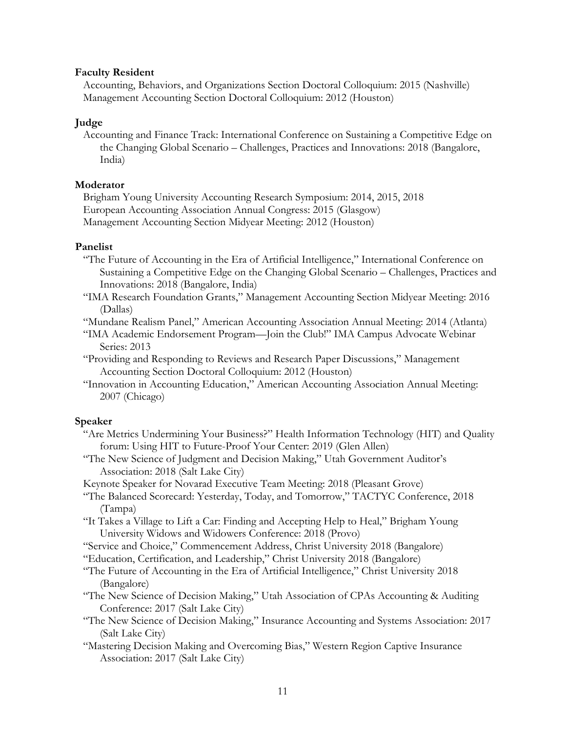**Faculty Resident**

Accounting, Behaviors, and Organizations Section Doctoral Colloquium: 2015 (Nashville)
Management Accounting Section Doctoral Colloquium: 2012 (Houston)

**Judge**

Accounting and Finance Track: International Conference on Sustaining a Competitive Edge on the Changing Global Scenario – Challenges, Practices and Innovations: 2018 (Bangalore, India)

**Moderator**

Brigham Young University Accounting Research Symposium: 2014, 2015, 2018
European Accounting Association Annual Congress: 2015 (Glasgow)
Management Accounting Section Midyear Meeting: 2012 (Houston)

**Panelist**

"The Future of Accounting in the Era of Artificial Intelligence," International Conference on Sustaining a Competitive Edge on the Changing Global Scenario – Challenges, Practices and Innovations: 2018 (Bangalore, India)
"IMA Research Foundation Grants," Management Accounting Section Midyear Meeting: 2016 (Dallas)
"Mundane Realism Panel," American Accounting Association Annual Meeting: 2014 (Atlanta)
"IMA Academic Endorsement Program—Join the Club!" IMA Campus Advocate Webinar Series: 2013
"Providing and Responding to Reviews and Research Paper Discussions," Management Accounting Section Doctoral Colloquium: 2012 (Houston)
"Innovation in Accounting Education," American Accounting Association Annual Meeting: 2007 (Chicago)

**Speaker**

"Are Metrics Undermining Your Business?" Health Information Technology (HIT) and Quality forum: Using HIT to Future-Proof Your Center: 2019 (Glen Allen)
"The New Science of Judgment and Decision Making," Utah Government Auditor's Association: 2018 (Salt Lake City)
Keynote Speaker for Novarad Executive Team Meeting: 2018 (Pleasant Grove)
"The Balanced Scorecard: Yesterday, Today, and Tomorrow," TACTYC Conference, 2018 (Tampa)
"It Takes a Village to Lift a Car: Finding and Accepting Help to Heal," Brigham Young University Widows and Widowers Conference: 2018 (Provo)
"Service and Choice," Commencement Address, Christ University 2018 (Bangalore)
"Education, Certification, and Leadership," Christ University 2018 (Bangalore)
"The Future of Accounting in the Era of Artificial Intelligence," Christ University 2018 (Bangalore)
"The New Science of Decision Making," Utah Association of CPAs Accounting & Auditing Conference: 2017 (Salt Lake City)
"The New Science of Decision Making," Insurance Accounting and Systems Association: 2017 (Salt Lake City)
"Mastering Decision Making and Overcoming Bias," Western Region Captive Insurance Association: 2017 (Salt Lake City)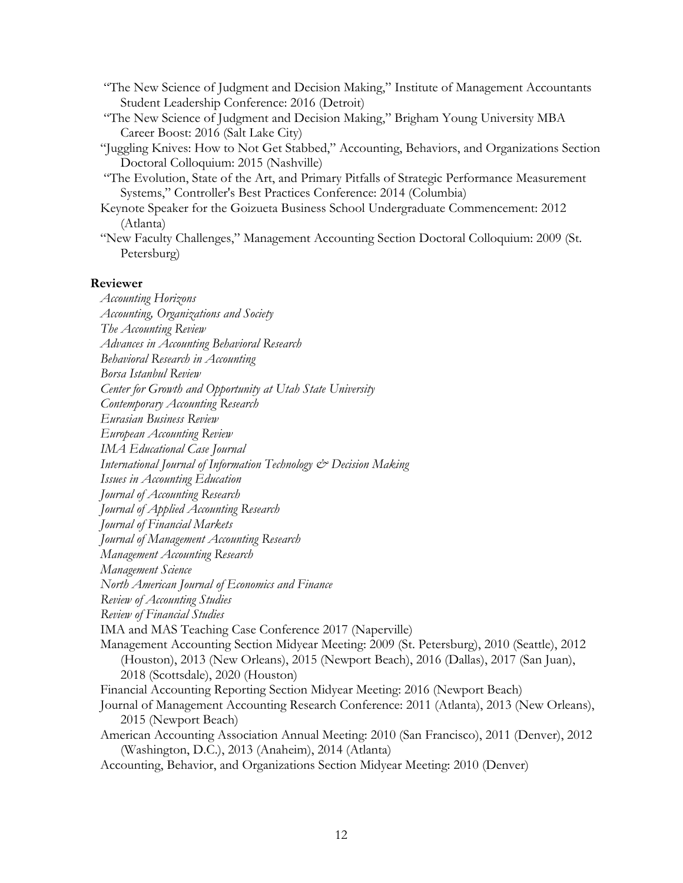"The New Science of Judgment and Decision Making," Institute of Management Accountants Student Leadership Conference: 2016 (Detroit)

"The New Science of Judgment and Decision Making," Brigham Young University MBA Career Boost: 2016 (Salt Lake City)

"Juggling Knives: How to Not Get Stabbed," Accounting, Behaviors, and Organizations Section Doctoral Colloquium: 2015 (Nashville)

"The Evolution, State of the Art, and Primary Pitfalls of Strategic Performance Measurement Systems," Controller's Best Practices Conference: 2014 (Columbia)

Keynote Speaker for the Goizueta Business School Undergraduate Commencement: 2012 (Atlanta)

"New Faculty Challenges," Management Accounting Section Doctoral Colloquium: 2009 (St. Petersburg)

**Reviewer**

*Accounting Horizons*
*Accounting, Organizations and Society*
*The Accounting Review*
*Advances in Accounting Behavioral Research*
*Behavioral Research in Accounting*
*Borsa Istanbul Review*
*Center for Growth and Opportunity at Utah State University*
*Contemporary Accounting Research*
*Eurasian Business Review*
*European Accounting Review*
*IMA Educational Case Journal*
*International Journal of Information Technology & Decision Making*
*Issues in Accounting Education*
*Journal of Accounting Research*
*Journal of Applied Accounting Research*
*Journal of Financial Markets*
*Journal of Management Accounting Research*
*Management Accounting Research*
*Management Science*
*North American Journal of Economics and Finance*
*Review of Accounting Studies*
*Review of Financial Studies*

IMA and MAS Teaching Case Conference 2017 (Naperville)

Management Accounting Section Midyear Meeting: 2009 (St. Petersburg), 2010 (Seattle), 2012 (Houston), 2013 (New Orleans), 2015 (Newport Beach), 2016 (Dallas), 2017 (San Juan), 2018 (Scottsdale), 2020 (Houston)

Financial Accounting Reporting Section Midyear Meeting: 2016 (Newport Beach)

Journal of Management Accounting Research Conference: 2011 (Atlanta), 2013 (New Orleans), 2015 (Newport Beach)

American Accounting Association Annual Meeting: 2010 (San Francisco), 2011 (Denver), 2012 (Washington, D.C.), 2013 (Anaheim), 2014 (Atlanta)

Accounting, Behavior, and Organizations Section Midyear Meeting: 2010 (Denver)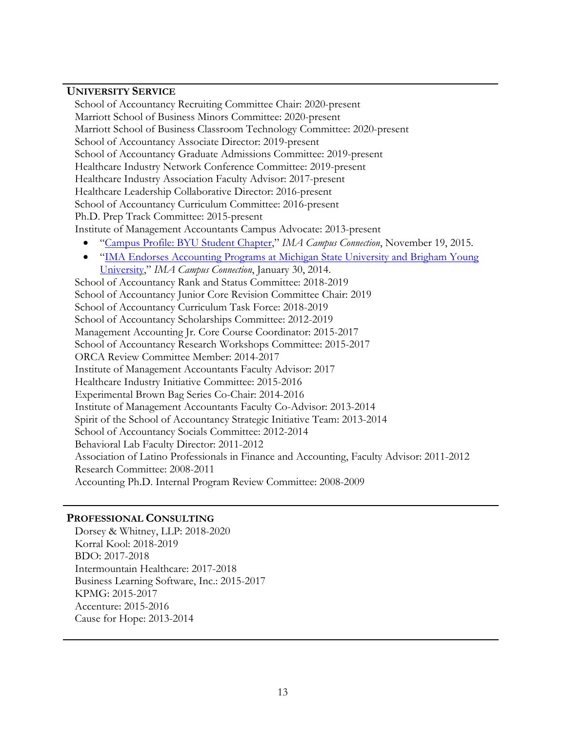## University Service

School of Accountancy Recruiting Committee Chair: 2020-present
Marriott School of Business Minors Committee: 2020-present
Marriott School of Business Classroom Technology Committee: 2020-present
School of Accountancy Associate Director: 2019-present
School of Accountancy Graduate Admissions Committee: 2019-present
Healthcare Industry Network Conference Committee: 2019-present
Healthcare Industry Association Faculty Advisor: 2017-present
Healthcare Leadership Collaborative Director: 2016-present
School of Accountancy Curriculum Committee: 2016-present
Ph.D. Prep Track Committee: 2015-present
Institute of Management Accountants Campus Advocate: 2013-present

- "Campus Profile: BYU Student Chapter," *IMA Campus Connection*, November 19, 2015.
- "IMA Endorses Accounting Programs at Michigan State University and Brigham Young University," *IMA Campus Connection*, January 30, 2014.

School of Accountancy Rank and Status Committee: 2018-2019
School of Accountancy Junior Core Revision Committee Chair: 2019
School of Accountancy Curriculum Task Force: 2018-2019
School of Accountancy Scholarships Committee: 2012-2019
Management Accounting Jr. Core Course Coordinator: 2015-2017
School of Accountancy Research Workshops Committee: 2015-2017
ORCA Review Committee Member: 2014-2017
Institute of Management Accountants Faculty Advisor: 2017
Healthcare Industry Initiative Committee: 2015-2016
Experimental Brown Bag Series Co-Chair: 2014-2016
Institute of Management Accountants Faculty Co-Advisor: 2013-2014
Spirit of the School of Accountancy Strategic Initiative Team: 2013-2014
School of Accountancy Socials Committee: 2012-2014
Behavioral Lab Faculty Director: 2011-2012
Association of Latino Professionals in Finance and Accounting, Faculty Advisor: 2011-2012
Research Committee: 2008-2011
Accounting Ph.D. Internal Program Review Committee: 2008-2009

## Professional Consulting

Dorsey & Whitney, LLP: 2018-2020
Korral Kool: 2018-2019
BDO: 2017-2018
Intermountain Healthcare: 2017-2018
Business Learning Software, Inc.: 2015-2017
KPMG: 2015-2017
Accenture: 2015-2016
Cause for Hope: 2013-2014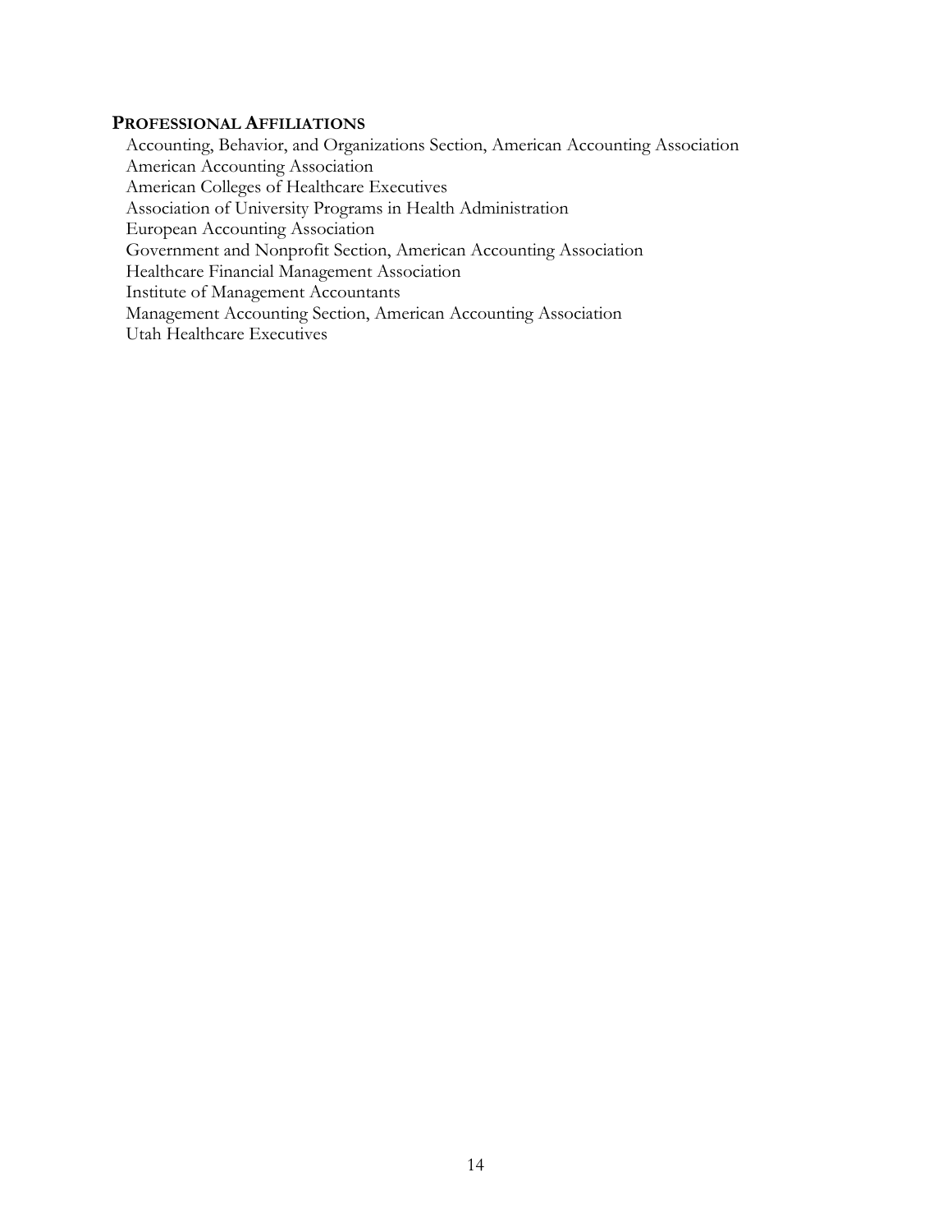## PROFESSIONAL AFFILIATIONS

Accounting, Behavior, and Organizations Section, American Accounting Association
American Accounting Association
American Colleges of Healthcare Executives
Association of University Programs in Health Administration
European Accounting Association
Government and Nonprofit Section, American Accounting Association
Healthcare Financial Management Association
Institute of Management Accountants
Management Accounting Section, American Accounting Association
Utah Healthcare Executives